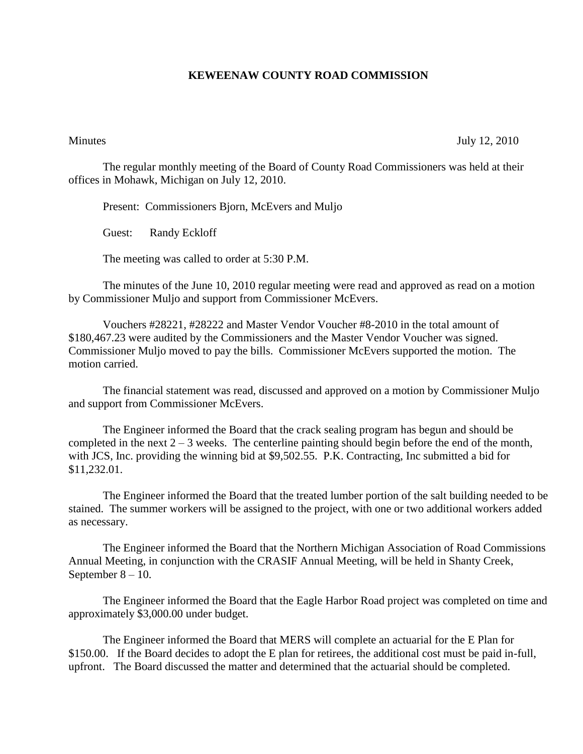# KEWEENAW COUNTY ROAD COMMISSION

Minutes July 12, 2010

The regular monthly meeting of the Board of County Road Commissioners was held at their offices in Mohawk, Michigan on July 12, 2010.

Present: Commissioners Bjorn, McEvers and Muljo

Guest: Randy Eckloff

The meeting was called to order at 5:30 P.M.

The minutes of the June 10, 2010 regular meeting were read and approved as read on a motion by Commissioner Muljo and support from Commissioner McEvers.

Vouchers #28221, #28222 and Master Vendor Voucher #8-2010 in the total amount of $180,467.23 were audited by the Commissioners and the Master Vendor Voucher was signed. Commissioner Muljo moved to pay the bills. Commissioner McEvers supported the motion. The motion carried.

The financial statement was read, discussed and approved on a motion by Commissioner Muljo and support from Commissioner McEvers.

The Engineer informed the Board that the crack sealing program has begun and should be completed in the next 2 – 3 weeks. The centerline painting should begin before the end of the month, with JCS, Inc. providing the winning bid at $9,502.55. P.K. Contracting, Inc submitted a bid for $11,232.01.

The Engineer informed the Board that the treated lumber portion of the salt building needed to be stained. The summer workers will be assigned to the project, with one or two additional workers added as necessary.

The Engineer informed the Board that the Northern Michigan Association of Road Commissions Annual Meeting, in conjunction with the CRASIF Annual Meeting, will be held in Shanty Creek, September 8 – 10.

The Engineer informed the Board that the Eagle Harbor Road project was completed on time and approximately $3,000.00 under budget.

The Engineer informed the Board that MERS will complete an actuarial for the E Plan for $150.00. If the Board decides to adopt the E plan for retirees, the additional cost must be paid in-full, upfront. The Board discussed the matter and determined that the actuarial should be completed.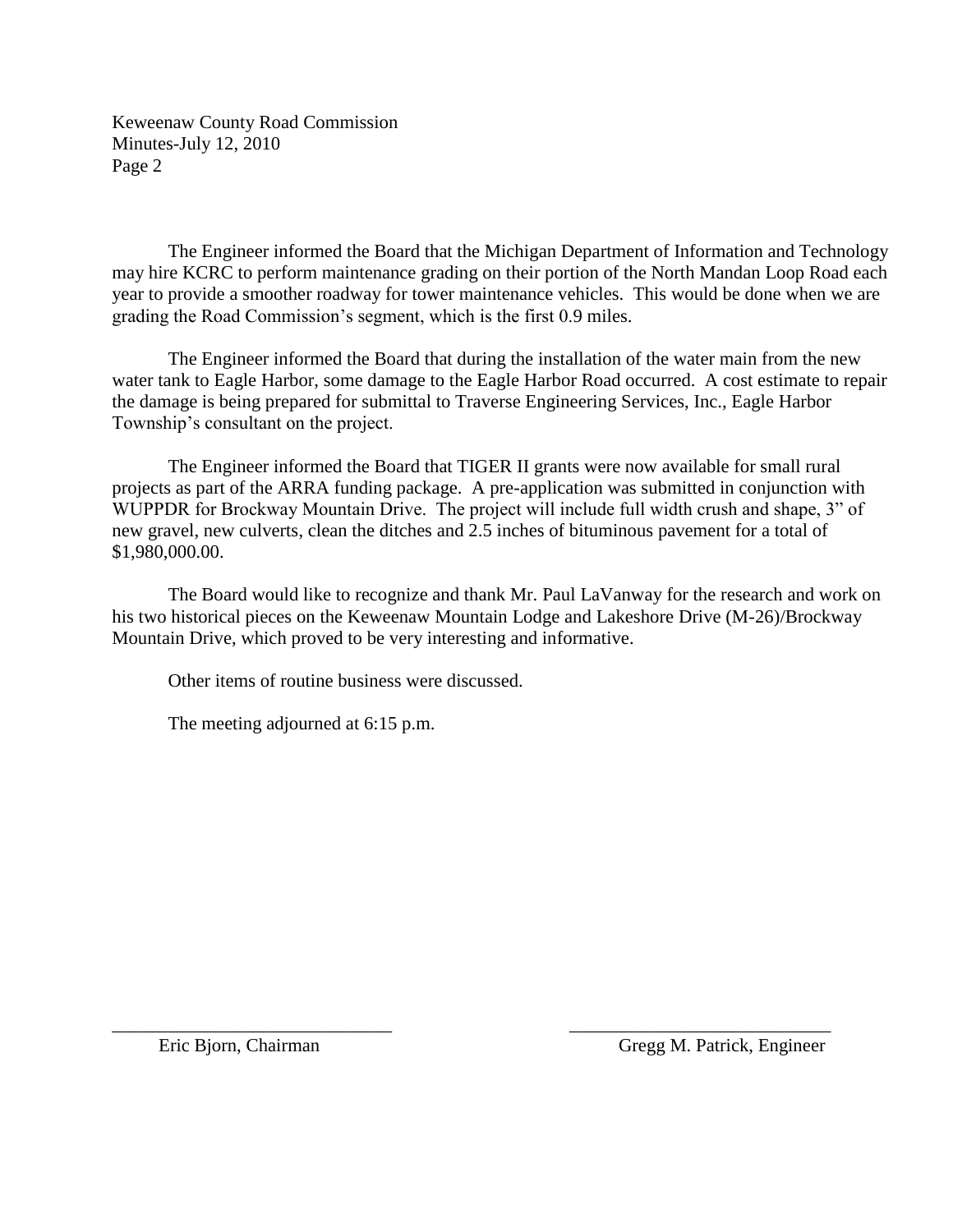The Engineer informed the Board that the Michigan Department of Information and Technology may hire KCRC to perform maintenance grading on their portion of the North Mandan Loop Road each year to provide a smoother roadway for tower maintenance vehicles. This would be done when we are grading the Road Commission's segment, which is the first 0.9 miles.

The Engineer informed the Board that during the installation of the water main from the new water tank to Eagle Harbor, some damage to the Eagle Harbor Road occurred. A cost estimate to repair the damage is being prepared for submittal to Traverse Engineering Services, Inc., Eagle Harbor Township's consultant on the project.

The Engineer informed the Board that TIGER II grants were now available for small rural projects as part of the ARRA funding package. A pre-application was submitted in conjunction with WUPPDR for Brockway Mountain Drive. The project will include full width crush and shape, 3" of new gravel, new culverts, clean the ditches and 2.5 inches of bituminous pavement for a total of $1,980,000.00.

The Board would like to recognize and thank Mr. Paul LaVanway for the research and work on his two historical pieces on the Keweenaw Mountain Lodge and Lakeshore Drive (M-26)/Brockway Mountain Drive, which proved to be very interesting and informative.

Other items of routine business were discussed.

The meeting adjourned at 6:15 p.m.

\_\_\_\_\_\_\_\_\_\_\_\_\_\_\_\_\_\_\_\_\_\_\_\_\_\_\_\_\_\_
Eric Bjorn, Chairman

\_\_\_\_\_\_\_\_\_\_\_\_\_\_\_\_\_\_\_\_\_\_\_\_\_\_\_\_\_\_
Gregg M. Patrick, Engineer